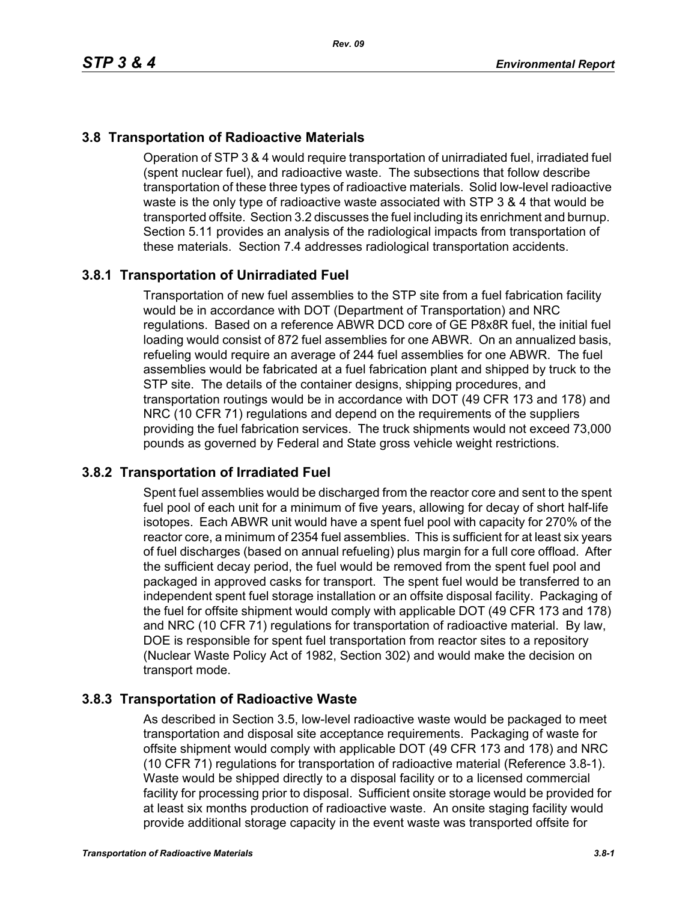## 3.8 Transportation of Radioactive Materials

Operation of STP 3 & 4 would require transportation of unirradiated fuel, irradiated fuel (spent nuclear fuel), and radioactive waste. The subsections that follow describe transportation of these three types of radioactive materials. Solid low-level radioactive waste is the only type of radioactive waste associated with STP 3 & 4 that would be transported offsite. Section 3.2 discusses the fuel including its enrichment and burnup. Section 5.11 provides an analysis of the radiological impacts from transportation of these materials. Section 7.4 addresses radiological transportation accidents.

### 3.8.1 Transportation of Unirradiated Fuel

Transportation of new fuel assemblies to the STP site from a fuel fabrication facility would be in accordance with DOT (Department of Transportation) and NRC regulations. Based on a reference ABWR DCD core of GE P8x8R fuel, the initial fuel loading would consist of 872 fuel assemblies for one ABWR. On an annualized basis, refueling would require an average of 244 fuel assemblies for one ABWR. The fuel assemblies would be fabricated at a fuel fabrication plant and shipped by truck to the STP site. The details of the container designs, shipping procedures, and transportation routings would be in accordance with DOT (49 CFR 173 and 178) and NRC (10 CFR 71) regulations and depend on the requirements of the suppliers providing the fuel fabrication services. The truck shipments would not exceed 73,000 pounds as governed by Federal and State gross vehicle weight restrictions.

### 3.8.2 Transportation of Irradiated Fuel

Spent fuel assemblies would be discharged from the reactor core and sent to the spent fuel pool of each unit for a minimum of five years, allowing for decay of short half-life isotopes. Each ABWR unit would have a spent fuel pool with capacity for 270% of the reactor core, a minimum of 2354 fuel assemblies. This is sufficient for at least six years of fuel discharges (based on annual refueling) plus margin for a full core offload. After the sufficient decay period, the fuel would be removed from the spent fuel pool and packaged in approved casks for transport. The spent fuel would be transferred to an independent spent fuel storage installation or an offsite disposal facility. Packaging of the fuel for offsite shipment would comply with applicable DOT (49 CFR 173 and 178) and NRC (10 CFR 71) regulations for transportation of radioactive material. By law, DOE is responsible for spent fuel transportation from reactor sites to a repository (Nuclear Waste Policy Act of 1982, Section 302) and would make the decision on transport mode.

### 3.8.3 Transportation of Radioactive Waste

As described in Section 3.5, low-level radioactive waste would be packaged to meet transportation and disposal site acceptance requirements. Packaging of waste for offsite shipment would comply with applicable DOT (49 CFR 173 and 178) and NRC (10 CFR 71) regulations for transportation of radioactive material (Reference 3.8-1). Waste would be shipped directly to a disposal facility or to a licensed commercial facility for processing prior to disposal. Sufficient onsite storage would be provided for at least six months production of radioactive waste. An onsite staging facility would provide additional storage capacity in the event waste was transported offsite for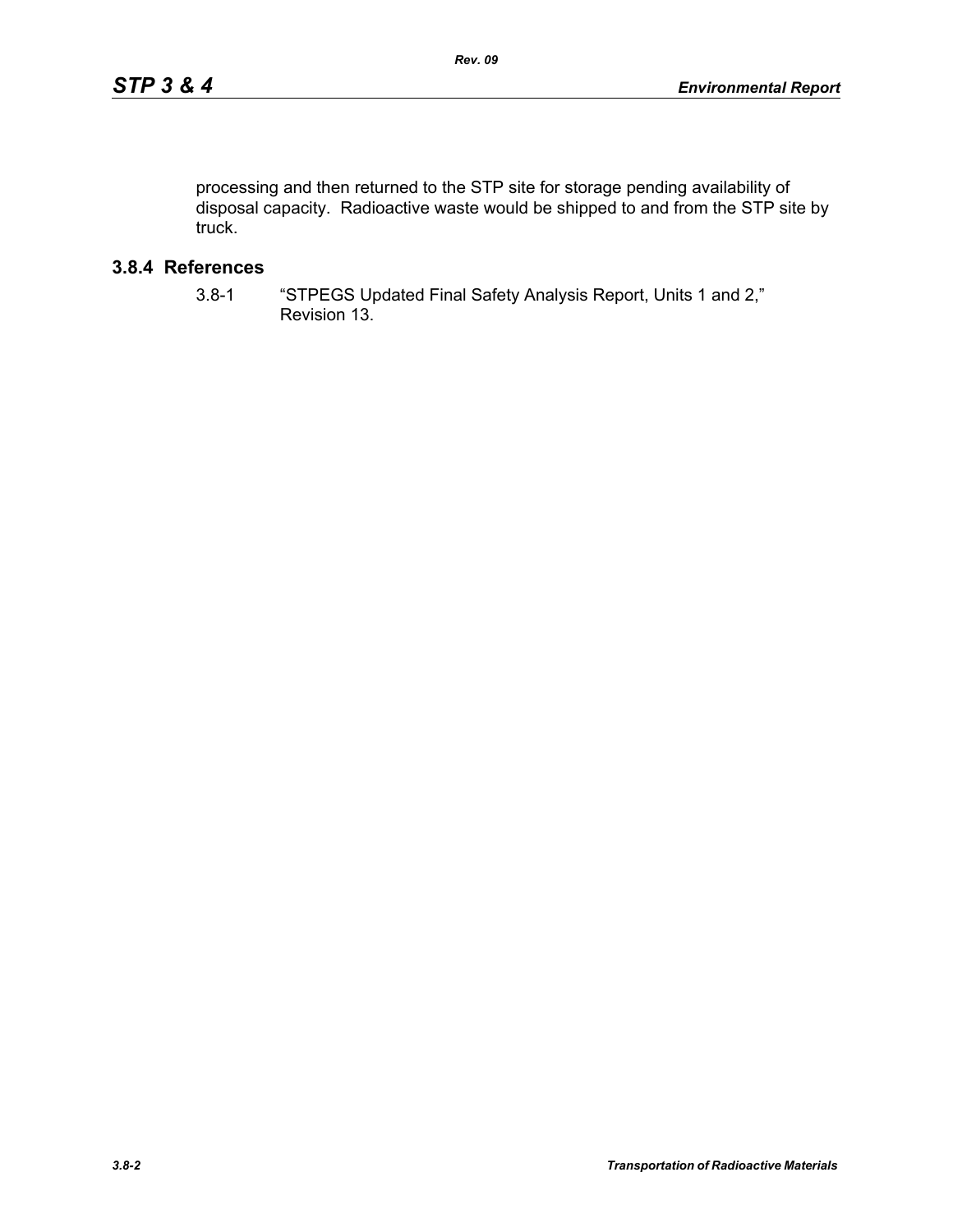processing and then returned to the STP site for storage pending availability of disposal capacity. Radioactive waste would be shipped to and from the STP site by truck.

## 3.8.4 References

3.8-1 "STPEGS Updated Final Safety Analysis Report, Units 1 and 2," Revision 13.